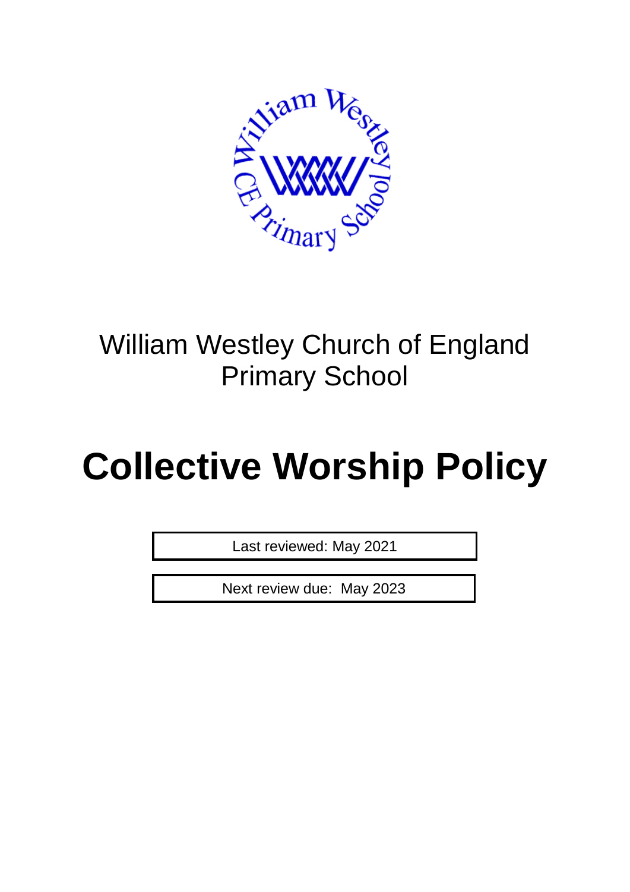William Westley Church of England Primary School

# Collective Worship Policy

| Last reviewed: May 2021 |
|---|

| Next review due:  May 2023 |
|---|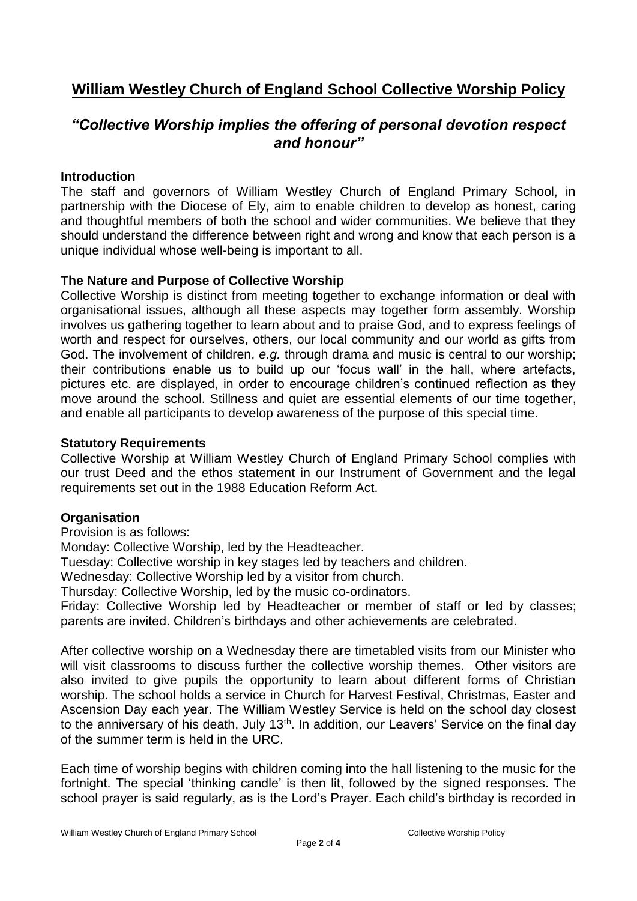# William Westley Church of England School Collective Worship Policy

## *"Collective Worship implies the offering of personal devotion respect and honour"*

**Introduction**

The staff and governors of William Westley Church of England Primary School, in partnership with the Diocese of Ely, aim to enable children to develop as honest, caring and thoughtful members of both the school and wider communities. We believe that they should understand the difference between right and wrong and know that each person is a unique individual whose well-being is important to all.

**The Nature and Purpose of Collective Worship**

Collective Worship is distinct from meeting together to exchange information or deal with organisational issues, although all these aspects may together form assembly. Worship involves us gathering together to learn about and to praise God, and to express feelings of worth and respect for ourselves, others, our local community and our world as gifts from God. The involvement of children, *e.g.* through drama and music is central to our worship; their contributions enable us to build up our 'focus wall' in the hall, where artefacts, pictures etc. are displayed, in order to encourage children's continued reflection as they move around the school. Stillness and quiet are essential elements of our time together, and enable all participants to develop awareness of the purpose of this special time.

**Statutory Requirements**

Collective Worship at William Westley Church of England Primary School complies with our trust Deed and the ethos statement in our Instrument of Government and the legal requirements set out in the 1988 Education Reform Act.

**Organisation**

Provision is as follows:

Monday: Collective Worship, led by the Headteacher.

Tuesday: Collective worship in key stages led by teachers and children.

Wednesday: Collective Worship led by a visitor from church.

Thursday: Collective Worship, led by the music co-ordinators.

Friday: Collective Worship led by Headteacher or member of staff or led by classes; parents are invited. Children's birthdays and other achievements are celebrated.

After collective worship on a Wednesday there are timetabled visits from our Minister who will visit classrooms to discuss further the collective worship themes. Other visitors are also invited to give pupils the opportunity to learn about different forms of Christian worship. The school holds a service in Church for Harvest Festival, Christmas, Easter and Ascension Day each year. The William Westley Service is held on the school day closest to the anniversary of his death, July 13th. In addition, our Leavers' Service on the final day of the summer term is held in the URC.

Each time of worship begins with children coming into the hall listening to the music for the fortnight. The special 'thinking candle' is then lit, followed by the signed responses. The school prayer is said regularly, as is the Lord's Prayer. Each child's birthday is recorded in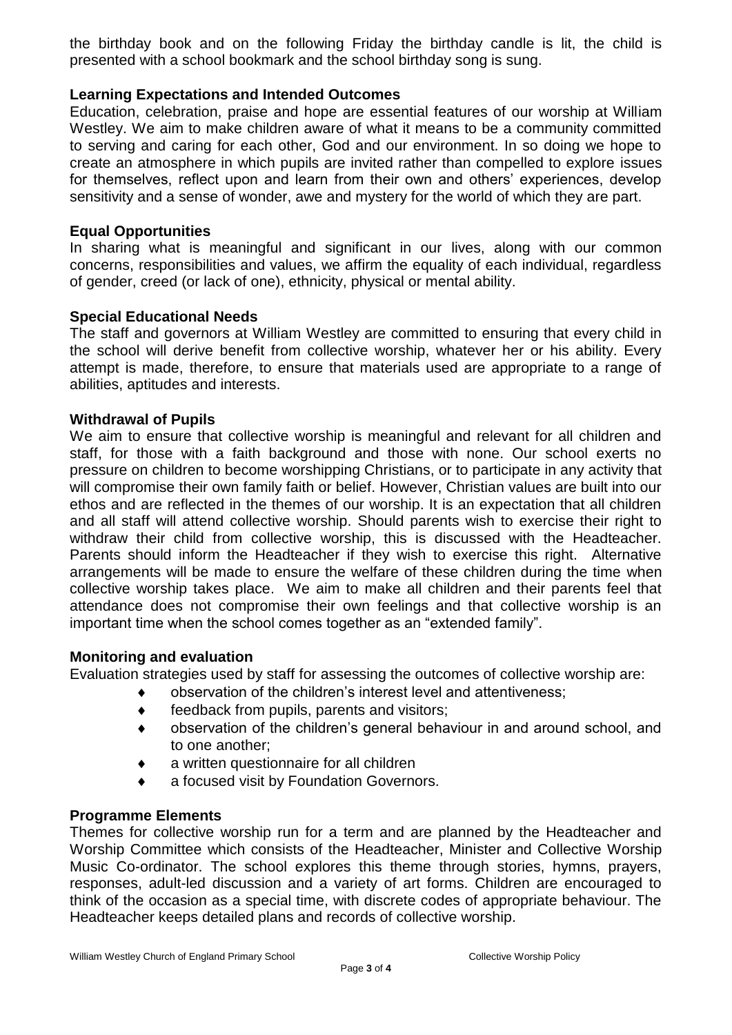the birthday book and on the following Friday the birthday candle is lit, the child is presented with a school bookmark and the school birthday song is sung.

## Learning Expectations and Intended Outcomes

Education, celebration, praise and hope are essential features of our worship at William Westley. We aim to make children aware of what it means to be a community committed to serving and caring for each other, God and our environment. In so doing we hope to create an atmosphere in which pupils are invited rather than compelled to explore issues for themselves, reflect upon and learn from their own and others' experiences, develop sensitivity and a sense of wonder, awe and mystery for the world of which they are part.

## Equal Opportunities

In sharing what is meaningful and significant in our lives, along with our common concerns, responsibilities and values, we affirm the equality of each individual, regardless of gender, creed (or lack of one), ethnicity, physical or mental ability.

## Special Educational Needs

The staff and governors at William Westley are committed to ensuring that every child in the school will derive benefit from collective worship, whatever her or his ability. Every attempt is made, therefore, to ensure that materials used are appropriate to a range of abilities, aptitudes and interests.

## Withdrawal of Pupils

We aim to ensure that collective worship is meaningful and relevant for all children and staff, for those with a faith background and those with none. Our school exerts no pressure on children to become worshipping Christians, or to participate in any activity that will compromise their own family faith or belief. However, Christian values are built into our ethos and are reflected in the themes of our worship. It is an expectation that all children and all staff will attend collective worship. Should parents wish to exercise their right to withdraw their child from collective worship, this is discussed with the Headteacher. Parents should inform the Headteacher if they wish to exercise this right. Alternative arrangements will be made to ensure the welfare of these children during the time when collective worship takes place. We aim to make all children and their parents feel that attendance does not compromise their own feelings and that collective worship is an important time when the school comes together as an "extended family".

## Monitoring and evaluation

Evaluation strategies used by staff for assessing the outcomes of collective worship are:

- observation of the children's interest level and attentiveness;
- feedback from pupils, parents and visitors;
- observation of the children's general behaviour in and around school, and to one another;
- a written questionnaire for all children
- a focused visit by Foundation Governors.

## Programme Elements

Themes for collective worship run for a term and are planned by the Headteacher and Worship Committee which consists of the Headteacher, Minister and Collective Worship Music Co-ordinator. The school explores this theme through stories, hymns, prayers, responses, adult-led discussion and a variety of art forms. Children are encouraged to think of the occasion as a special time, with discrete codes of appropriate behaviour. The Headteacher keeps detailed plans and records of collective worship.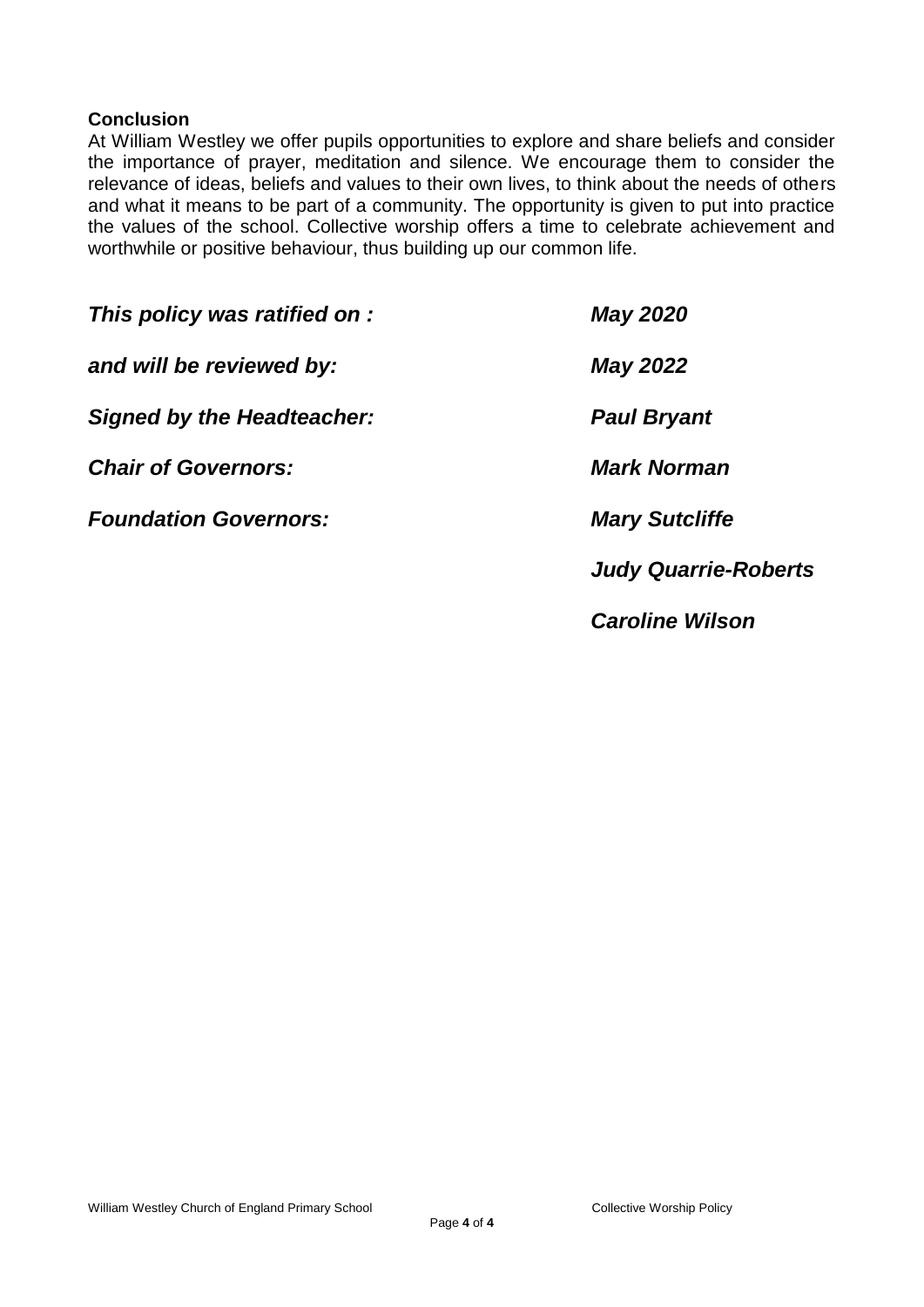## Conclusion

At William Westley we offer pupils opportunities to explore and share beliefs and consider the importance of prayer, meditation and silence. We encourage them to consider the relevance of ideas, beliefs and values to their own lives, to think about the needs of others and what it means to be part of a community. The opportunity is given to put into practice the values of the school. Collective worship offers a time to celebrate achievement and worthwhile or positive behaviour, thus building up our common life.

| | |
|---|---|
| ***This policy was ratified on :*** | ***May 2020*** |
| ***and will be reviewed by:*** | ***May 2022*** |
| ***Signed by the Headteacher:*** | ***Paul Bryant*** |
| ***Chair of Governors:*** | ***Mark Norman*** |
| ***Foundation Governors:*** | ***Mary Sutcliffe*** |
| | ***Judy Quarrie-Roberts*** |
| | ***Caroline Wilson*** |